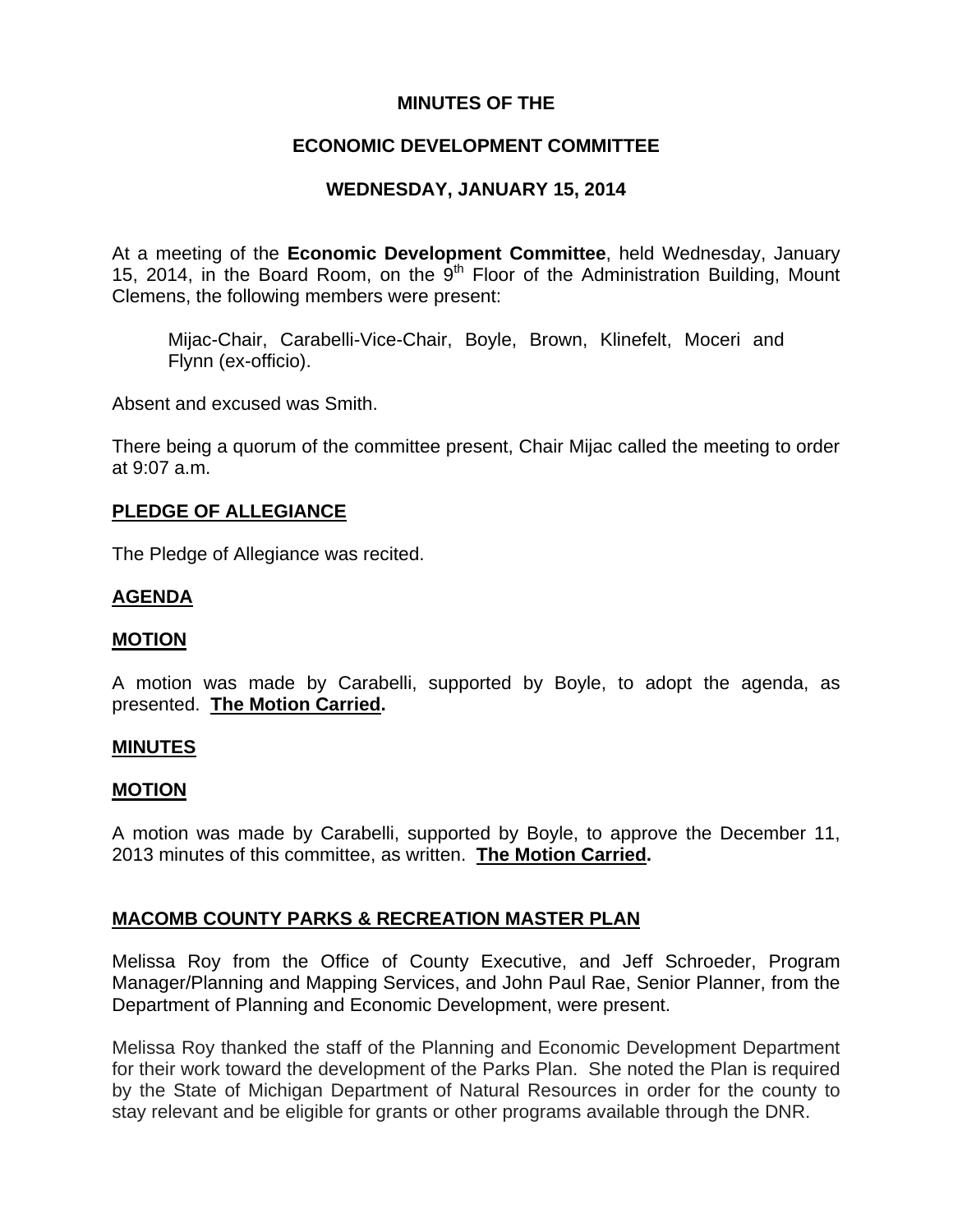**MINUTES OF THE**

**ECONOMIC DEVELOPMENT COMMITTEE**

**WEDNESDAY, JANUARY 15, 2014**

At a meeting of the **Economic Development Committee**, held Wednesday, January 15, 2014, in the Board Room, on the 9th Floor of the Administration Building, Mount Clemens, the following members were present:

> Mijac-Chair, Carabelli-Vice-Chair, Boyle, Brown, Klinefelt, Moceri and Flynn (ex-officio).

Absent and excused was Smith.

There being a quorum of the committee present, Chair Mijac called the meeting to order at 9:07 a.m.

## PLEDGE OF ALLEGIANCE

The Pledge of Allegiance was recited.

## AGENDA

## MOTION

A motion was made by Carabelli, supported by Boyle, to adopt the agenda, as presented. **The Motion Carried.**

## MINUTES

## MOTION

A motion was made by Carabelli, supported by Boyle, to approve the December 11, 2013 minutes of this committee, as written. **The Motion Carried.**

## MACOMB COUNTY PARKS & RECREATION MASTER PLAN

Melissa Roy from the Office of County Executive, and Jeff Schroeder, Program Manager/Planning and Mapping Services, and John Paul Rae, Senior Planner, from the Department of Planning and Economic Development, were present.

Melissa Roy thanked the staff of the Planning and Economic Development Department for their work toward the development of the Parks Plan. She noted the Plan is required by the State of Michigan Department of Natural Resources in order for the county to stay relevant and be eligible for grants or other programs available through the DNR.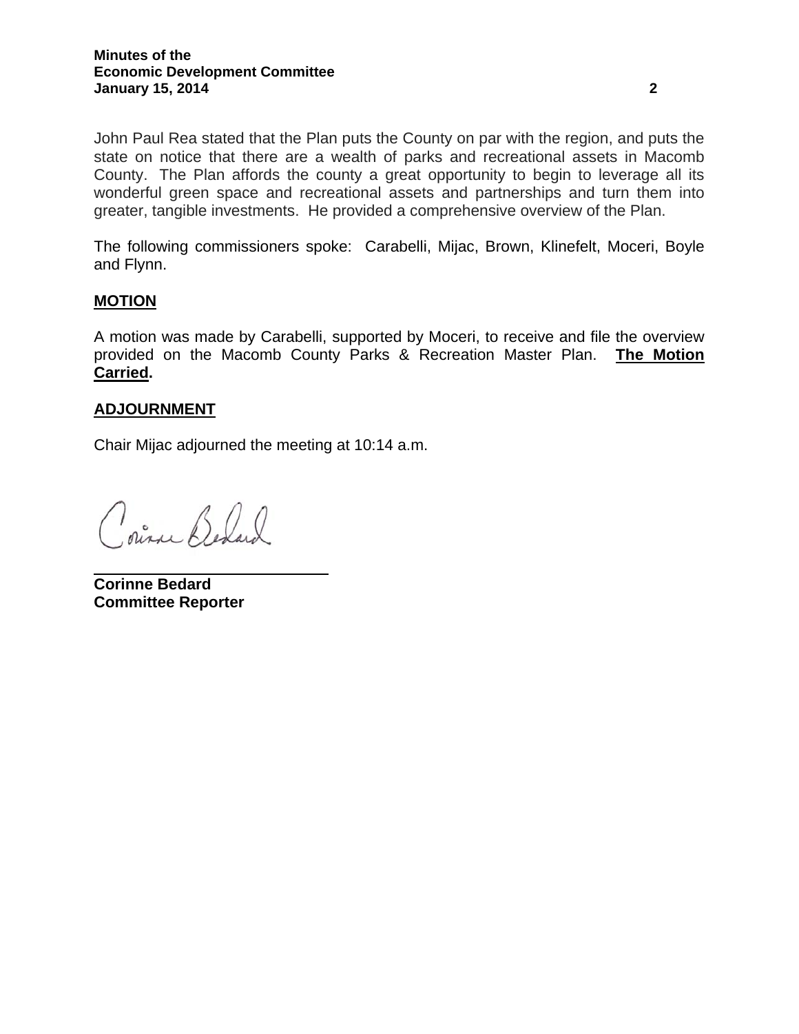John Paul Rea stated that the Plan puts the County on par with the region, and puts the state on notice that there are a wealth of parks and recreational assets in Macomb County. The Plan affords the county a great opportunity to begin to leverage all its wonderful green space and recreational assets and partnerships and turn them into greater, tangible investments. He provided a comprehensive overview of the Plan.

The following commissioners spoke: Carabelli, Mijac, Brown, Klinefelt, Moceri, Boyle and Flynn.

**MOTION**

A motion was made by Carabelli, supported by Moceri, to receive and file the overview provided on the Macomb County Parks & Recreation Master Plan. **The Motion Carried.**

**ADJOURNMENT**

Chair Mijac adjourned the meeting at 10:14 a.m.

Corinne Bedard

**Corinne Bedard**
**Committee Reporter**